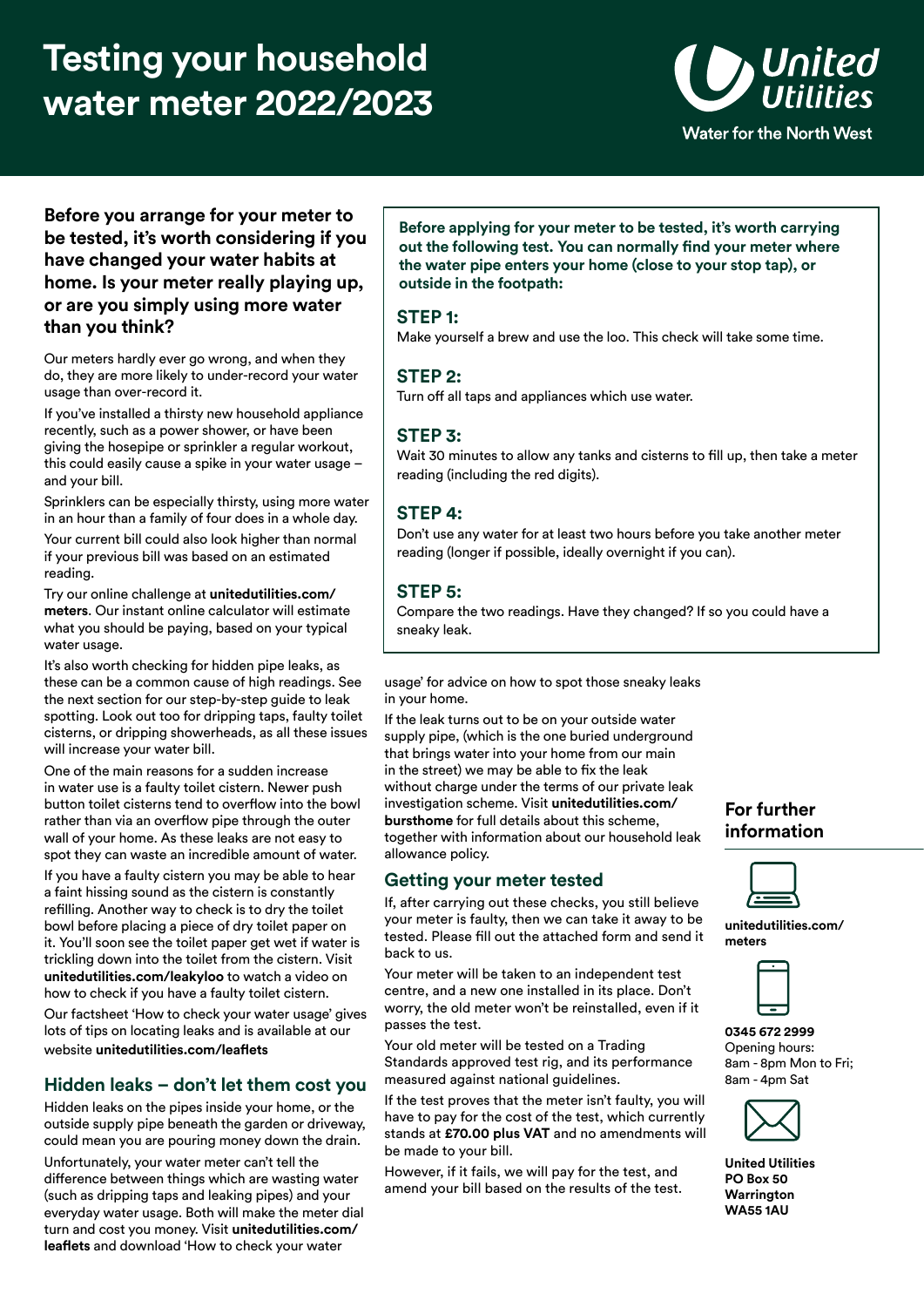# Testing your household water meter 2022/2023

United Utilities
Water for the North West

**Before you arrange for your meter to be tested, it's worth considering if you have changed your water habits at home. Is your meter really playing up, or are you simply using more water than you think?**

Our meters hardly ever go wrong, and when they do, they are more likely to under-record your water usage than over-record it.

If you've installed a thirsty new household appliance recently, such as a power shower, or have been giving the hosepipe or sprinkler a regular workout, this could easily cause a spike in your water usage – and your bill.

Sprinklers can be especially thirsty, using more water in an hour than a family of four does in a whole day.

Your current bill could also look higher than normal if your previous bill was based on an estimated reading.

Try our online challenge at **unitedutilities.com/meters**. Our instant online calculator will estimate what you should be paying, based on your typical water usage.

It's also worth checking for hidden pipe leaks, as these can be a common cause of high readings. See the next section for our step-by-step guide to leak spotting. Look out too for dripping taps, faulty toilet cisterns, or dripping showerheads, as all these issues will increase your water bill.

One of the main reasons for a sudden increase in water use is a faulty toilet cistern. Newer push button toilet cisterns tend to overflow into the bowl rather than via an overflow pipe through the outer wall of your home. As these leaks are not easy to spot they can waste an incredible amount of water.

If you have a faulty cistern you may be able to hear a faint hissing sound as the cistern is constantly refilling. Another way to check is to dry the toilet bowl before placing a piece of dry toilet paper on it. You'll soon see the toilet paper get wet if water is trickling down into the toilet from the cistern. Visit **unitedutilities.com/leakyloo** to watch a video on how to check if you have a faulty toilet cistern.

Our factsheet 'How to check your water usage' gives lots of tips on locating leaks and is available at our website **unitedutilities.com/leaflets**

## Hidden leaks – don't let them cost you

Hidden leaks on the pipes inside your home, or the outside supply pipe beneath the garden or driveway, could mean you are pouring money down the drain.

Unfortunately, your water meter can't tell the difference between things which are wasting water (such as dripping taps and leaking pipes) and your everyday water usage. Both will make the meter dial turn and cost you money. Visit **unitedutilities.com/leaflets** and download 'How to check your water usage' for advice on how to spot those sneaky leaks in your home.

**Before applying for your meter to be tested, it's worth carrying out the following test. You can normally find your meter where the water pipe enters your home (close to your stop tap), or outside in the footpath:**

### STEP 1:
Make yourself a brew and use the loo. This check will take some time.

### STEP 2:
Turn off all taps and appliances which use water.

### STEP 3:
Wait 30 minutes to allow any tanks and cisterns to fill up, then take a meter reading (including the red digits).

### STEP 4:
Don't use any water for at least two hours before you take another meter reading (longer if possible, ideally overnight if you can).

### STEP 5:
Compare the two readings. Have they changed? If so you could have a sneaky leak.

If the leak turns out to be on your outside water supply pipe, (which is the one buried underground that brings water into your home from our main in the street) we may be able to fix the leak without charge under the terms of our private leak investigation scheme. Visit **unitedutilities.com/burstshome** for full details about this scheme, together with information about our household leak allowance policy.

## Getting your meter tested

If, after carrying out these checks, you still believe your meter is faulty, then we can take it away to be tested. Please fill out the attached form and send it back to us.

Your meter will be taken to an independent test centre, and a new one installed in its place. Don't worry, the old meter won't be reinstalled, even if it passes the test.

Your old meter will be tested on a Trading Standards approved test rig, and its performance measured against national guidelines.

If the test proves that the meter isn't faulty, you will have to pay for the cost of the test, which currently stands at **£70.00 plus VAT** and no amendments will be made to your bill.

However, if it fails, we will pay for the test, and amend your bill based on the results of the test.

## For further information

**unitedutilities.com/meters**

**0345 672 2999**
Opening hours:
8am - 8pm Mon to Fri;
8am - 4pm Sat

**United Utilities**
**PO Box 50**
**Warrington**
**WA55 1AU**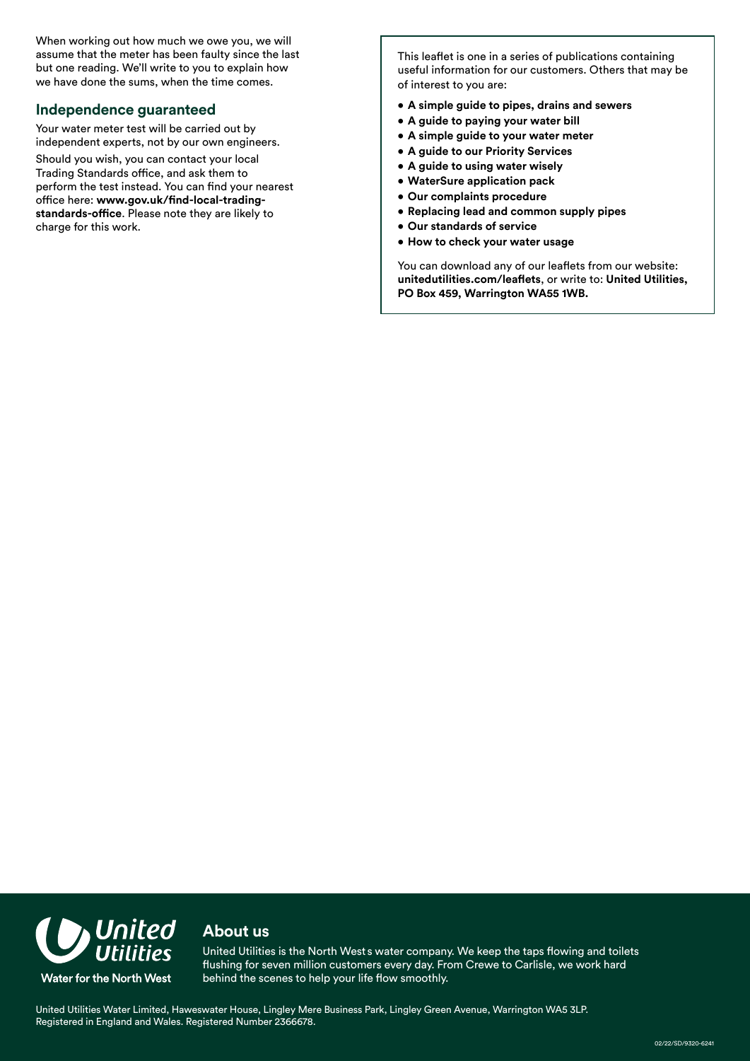When working out how much we owe you, we will assume that the meter has been faulty since the last but one reading. We'll write to you to explain how we have done the sums, when the time comes.

## Independence guaranteed

Your water meter test will be carried out by independent experts, not by our own engineers.

Should you wish, you can contact your local Trading Standards office, and ask them to perform the test instead. You can find your nearest office here: **www.gov.uk/find-local-trading-standards-office**. Please note they are likely to charge for this work.

This leaflet is one in a series of publications containing useful information for our customers. Others that may be of interest to you are:

- **A simple guide to pipes, drains and sewers**
- **A guide to paying your water bill**
- **A simple guide to your water meter**
- **A guide to our Priority Services**
- **A guide to using water wisely**
- **WaterSure application pack**
- **Our complaints procedure**
- **Replacing lead and common supply pipes**
- **Our standards of service**
- **How to check your water usage**

You can download any of our leaflets from our website: **unitedutilities.com/leaflets**, or write to: **United Utilities, PO Box 459, Warrington WA55 1WB.**

United Utilities

Water for the North West

## About us

United Utilities is the North West's water company. We keep the taps flowing and toilets flushing for seven million customers every day. From Crewe to Carlisle, we work hard behind the scenes to help your life flow smoothly.

United Utilities Water Limited, Haweswater House, Lingley Mere Business Park, Lingley Green Avenue, Warrington WA5 3LP. Registered in England and Wales. Registered Number 2366678.

02/22/SD/9320-6241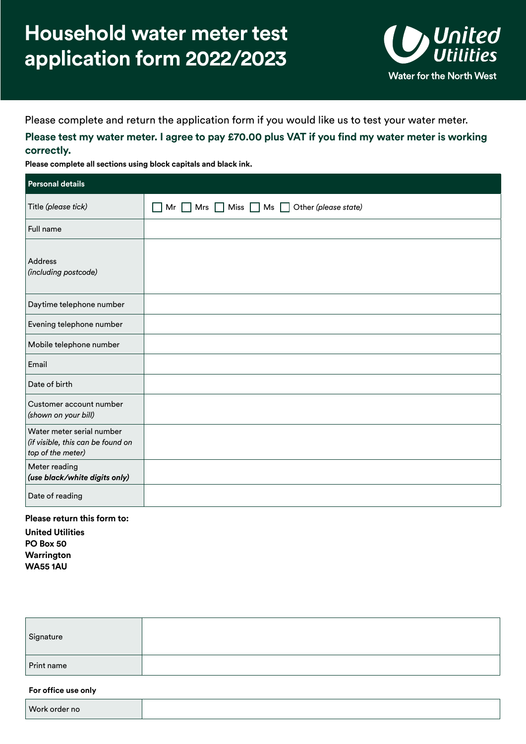# Household water meter test application form 2022/2023

United Utilities
Water for the North West

Please complete and return the application form if you would like us to test your water meter.

**Please test my water meter. I agree to pay £70.00 plus VAT if you find my water meter is working correctly.**

**Please complete all sections using block capitals and black ink.**

| Personal details | |
|---|---|
| Title *(please tick)* | ☐ Mr ☐ Mrs ☐ Miss ☐ Ms ☐ Other *(please state)* |
| Full name | |
| Address *(including postcode)* | |
| Daytime telephone number | |
| Evening telephone number | |
| Mobile telephone number | |
| Email | |
| Date of birth | |
| Customer account number *(shown on your bill)* | |
| Water meter serial number *(if visible, this can be found on top of the meter)* | |
| Meter reading ***(use black/white digits only)*** | |
| Date of reading | |

**Please return this form to:**

**United Utilities**
**PO Box 50**
**Warrington**
**WA55 1AU**

| Signature | |
|---|---|
| Print name | |

**For office use only**

| Work order no | |
|---|---|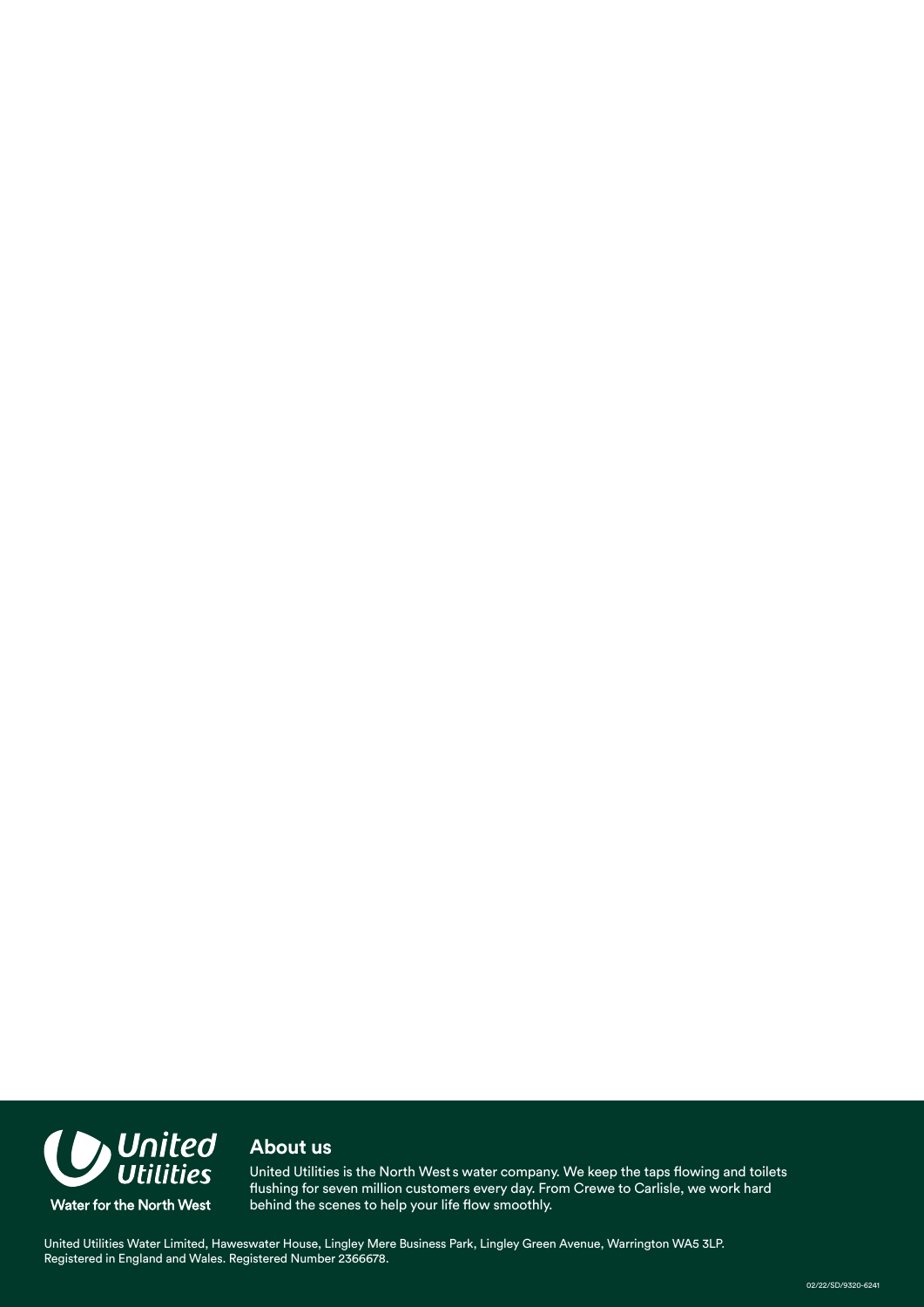United Utilities

Water for the North West

## About us

United Utilities is the North West s water company. We keep the taps flowing and toilets flushing for seven million customers every day. From Crewe to Carlisle, we work hard behind the scenes to help your life flow smoothly.

United Utilities Water Limited, Haweswater House, Lingley Mere Business Park, Lingley Green Avenue, Warrington WA5 3LP.
Registered in England and Wales. Registered Number 2366678.

02/22/SD/9320-6241